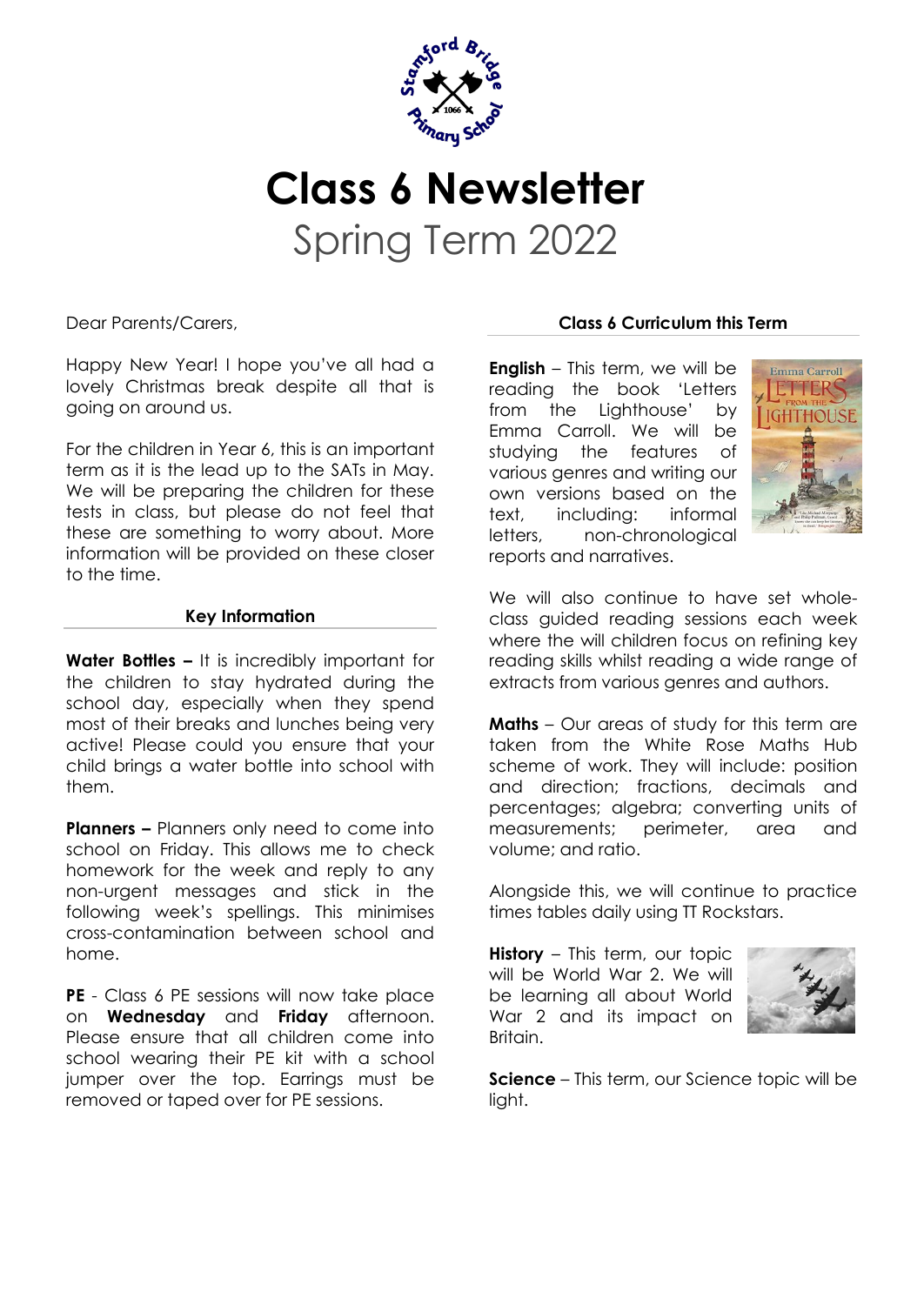# Class 6 Newsletter

## Spring Term 2022

Dear Parents/Carers,

Happy New Year! I hope you've all had a lovely Christmas break despite all that is going on around us.

For the children in Year 6, this is an important term as it is the lead up to the SATs in May. We will be preparing the children for these tests in class, but please do not feel that these are something to worry about. More information will be provided on these closer to the time.

### Key Information

**Water Bottles –** It is incredibly important for the children to stay hydrated during the school day, especially when they spend most of their breaks and lunches being very active! Please could you ensure that your child brings a water bottle into school with them.

**Planners –** Planners only need to come into school on Friday. This allows me to check homework for the week and reply to any non-urgent messages and stick in the following week's spellings. This minimises cross-contamination between school and home.

**PE** - Class 6 PE sessions will now take place on **Wednesday** and **Friday** afternoon. Please ensure that all children come into school wearing their PE kit with a school jumper over the top. Earrings must be removed or taped over for PE sessions.

### Class 6 Curriculum this Term

**English** – This term, we will be reading the book 'Letters from the Lighthouse' by Emma Carroll. We will be studying the features of various genres and writing our own versions based on the text, including: informal letters, non-chronological reports and narratives.

We will also continue to have set whole-class guided reading sessions each week where the will children focus on refining key reading skills whilst reading a wide range of extracts from various genres and authors.

**Maths** – Our areas of study for this term are taken from the White Rose Maths Hub scheme of work. They will include: position and direction; fractions, decimals and percentages; algebra; converting units of measurements; perimeter, area and volume; and ratio.

Alongside this, we will continue to practice times tables daily using TT Rockstars.

**History** – This term, our topic will be World War 2. We will be learning all about World War 2 and its impact on Britain.

**Science** – This term, our Science topic will be light.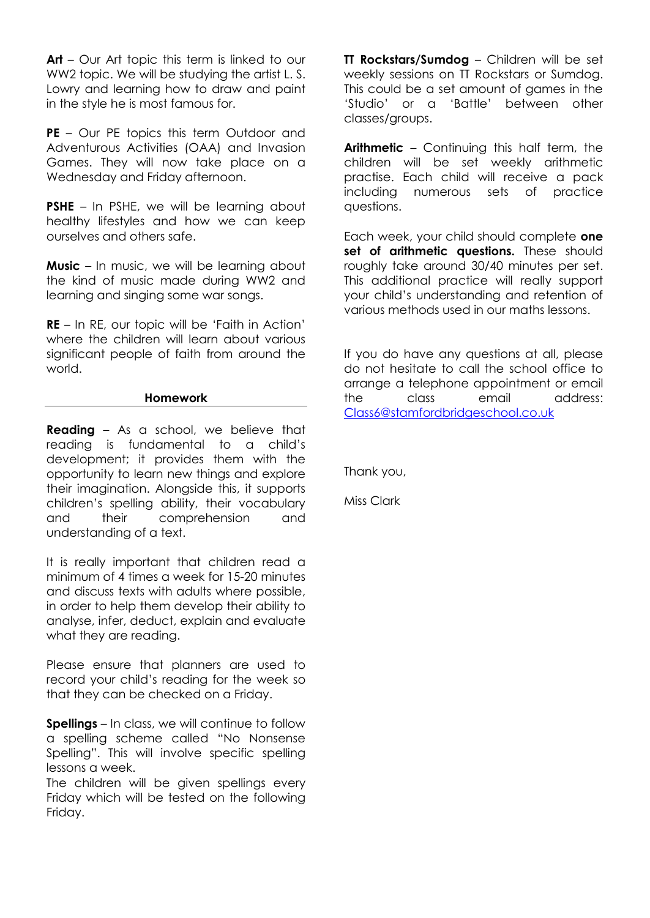**Art** – Our Art topic this term is linked to our WW2 topic. We will be studying the artist L. S. Lowry and learning how to draw and paint in the style he is most famous for.

**PE** – Our PE topics this term Outdoor and Adventurous Activities (OAA) and Invasion Games. They will now take place on a Wednesday and Friday afternoon.

**PSHE** – In PSHE, we will be learning about healthy lifestyles and how we can keep ourselves and others safe.

**Music** – In music, we will be learning about the kind of music made during WW2 and learning and singing some war songs.

**RE** – In RE, our topic will be 'Faith in Action' where the children will learn about various significant people of faith from around the world.

## Homework

**Reading** – As a school, we believe that reading is fundamental to a child's development; it provides them with the opportunity to learn new things and explore their imagination. Alongside this, it supports children's spelling ability, their vocabulary and their comprehension and understanding of a text.

It is really important that children read a minimum of 4 times a week for 15-20 minutes and discuss texts with adults where possible, in order to help them develop their ability to analyse, infer, deduct, explain and evaluate what they are reading.

Please ensure that planners are used to record your child's reading for the week so that they can be checked on a Friday.

**Spellings** – In class, we will continue to follow a spelling scheme called "No Nonsense Spelling". This will involve specific spelling lessons a week.
The children will be given spellings every Friday which will be tested on the following Friday.

**TT Rockstars/Sumdog** – Children will be set weekly sessions on TT Rockstars or Sumdog. This could be a set amount of games in the 'Studio' or a 'Battle' between other classes/groups.

**Arithmetic** – Continuing this half term, the children will be set weekly arithmetic practise. Each child will receive a pack including numerous sets of practice questions.

Each week, your child should complete **one set of arithmetic questions.** These should roughly take around 30/40 minutes per set. This additional practice will really support your child's understanding and retention of various methods used in our maths lessons.

If you do have any questions at all, please do not hesitate to call the school office to arrange a telephone appointment or email the class email address: Class6@stamfordbridgeschool.co.uk

Thank you,

Miss Clark